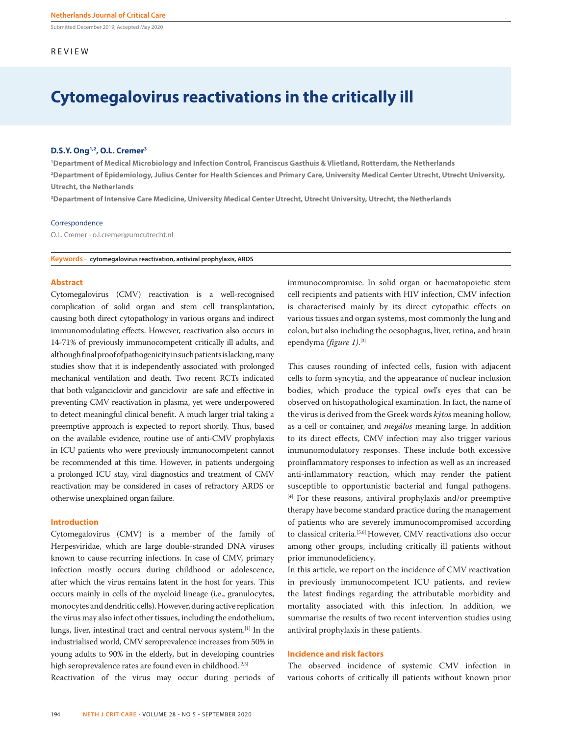Submitted December 2019; Accepted May 2020

REVIEW

# Cytomegalovirus reactivations in the critically ill

**D.S.Y. Ong[1,2], O.L. Cremer[3]**

[1]Department of Medical Microbiology and Infection Control, Franciscus Gasthuis & Vlietland, Rotterdam, the Netherlands
[2]Department of Epidemiology, Julius Center for Health Sciences and Primary Care, University Medical Center Utrecht, Utrecht University, Utrecht, the Netherlands
[3]Department of Intensive Care Medicine, University Medical Center Utrecht, Utrecht University, Utrecht, the Netherlands

Correspondence

O.L. Cremer - o.l.cremer@umcutrecht.nl

**Keywords -** cytomegalovirus reactivation, antiviral prophylaxis, ARDS

## Abstract

Cytomegalovirus (CMV) reactivation is a well-recognised complication of solid organ and stem cell transplantation, causing both direct cytopathology in various organs and indirect immunomodulating effects. However, reactivation also occurs in 14-71% of previously immunocompetent critically ill adults, and although final proof of pathogenicity in such patients is lacking, many studies show that it is independently associated with prolonged mechanical ventilation and death. Two recent RCTs indicated that both valganciclovir and ganciclovir are safe and effective in preventing CMV reactivation in plasma, yet were underpowered to detect meaningful clinical benefit. A much larger trial taking a preemptive approach is expected to report shortly. Thus, based on the available evidence, routine use of anti-CMV prophylaxis in ICU patients who were previously immunocompetent cannot be recommended at this time. However, in patients undergoing a prolonged ICU stay, viral diagnostics and treatment of CMV reactivation may be considered in cases of refractory ARDS or otherwise unexplained organ failure.

## Introduction

Cytomegalovirus (CMV) is a member of the family of Herpesviridae, which are large double-stranded DNA viruses known to cause recurring infections. In case of CMV, primary infection mostly occurs during childhood or adolescence, after which the virus remains latent in the host for years. This occurs mainly in cells of the myeloid lineage (i.e., granulocytes, monocytes and dendritic cells). However, during active replication the virus may also infect other tissues, including the endothelium, lungs, liver, intestinal tract and central nervous system.[1] In the industrialised world, CMV seroprevalence increases from 50% in young adults to 90% in the elderly, but in developing countries high seroprevalence rates are found even in childhood.[2,3]

Reactivation of the virus may occur during periods of immunocompromise. In solid organ or haematopoietic stem cell recipients and patients with HIV infection, CMV infection is characterised mainly by its direct cytopathic effects on various tissues and organ systems, most commonly the lung and colon, but also including the oesophagus, liver, retina, and brain ependyma *(figure 1)*.[3]

This causes rounding of infected cells, fusion with adjacent cells to form syncytia, and the appearance of nuclear inclusion bodies, which produce the typical owl's eyes that can be observed on histopathological examination. In fact, the name of the virus is derived from the Greek words *kýtos* meaning hollow, as a cell or container, and *megálos* meaning large. In addition to its direct effects, CMV infection may also trigger various immunomodulatory responses. These include both excessive proinflammatory responses to infection as well as an increased anti-inflammatory reaction, which may render the patient susceptible to opportunistic bacterial and fungal pathogens.[4] For these reasons, antiviral prophylaxis and/or preemptive therapy have become standard practice during the management of patients who are severely immunocompromised according to classical criteria.[5,6] However, CMV reactivations also occur among other groups, including critically ill patients without prior immunodeficiency.

In this article, we report on the incidence of CMV reactivation in previously immunocompetent ICU patients, and review the latest findings regarding the attributable morbidity and mortality associated with this infection. In addition, we summarise the results of two recent intervention studies using antiviral prophylaxis in these patients.

## Incidence and risk factors

The observed incidence of systemic CMV infection in various cohorts of critically ill patients without known prior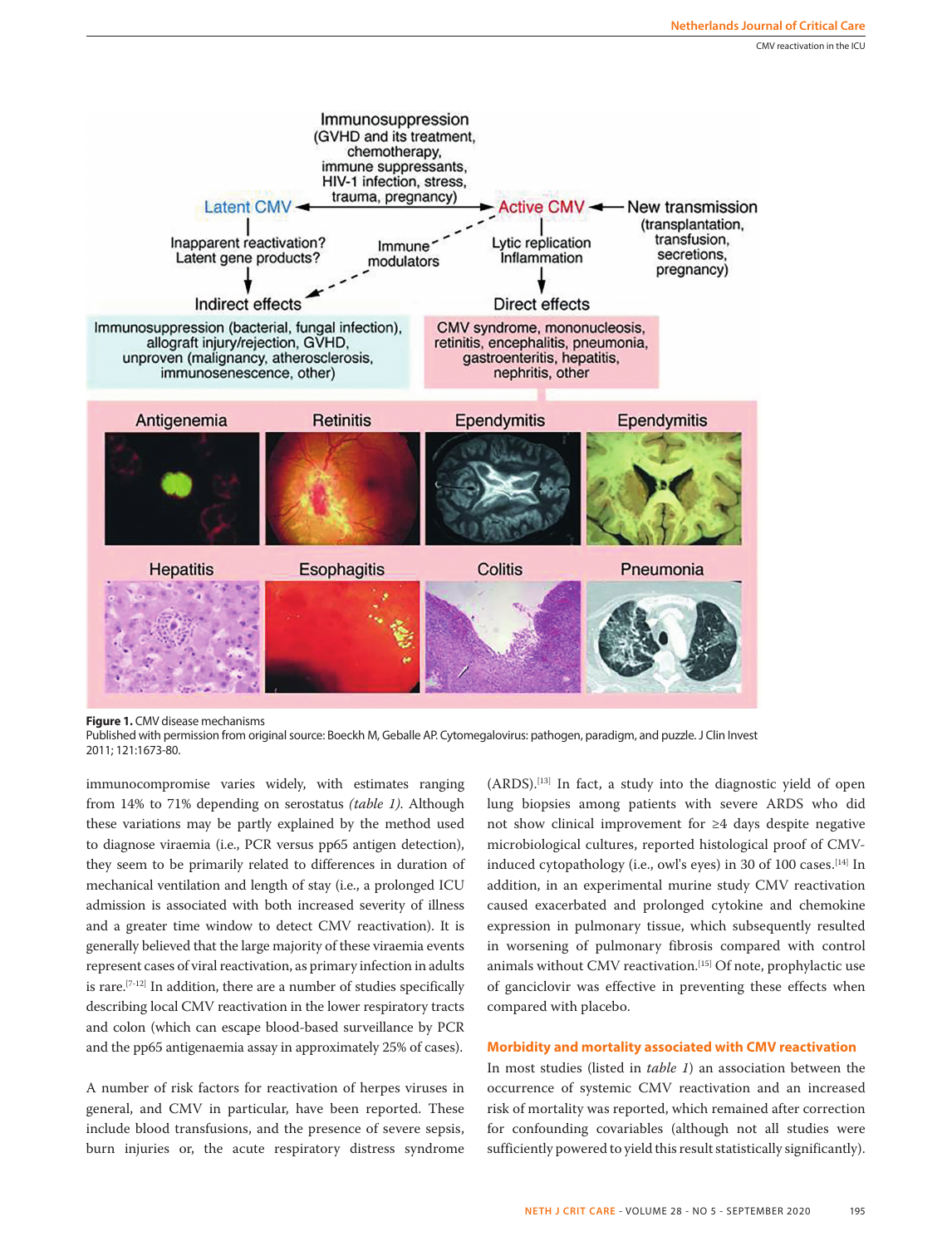**Figure 1.** CMV disease mechanisms
Published with permission from original source: Boeckh M, Geballe AP. Cytomegalovirus: pathogen, paradigm, and puzzle. J Clin Invest 2011; 121:1673-80.

immunocompromise varies widely, with estimates ranging from 14% to 71% depending on serostatus *(table 1)*. Although these variations may be partly explained by the method used to diagnose viraemia (i.e., PCR versus pp65 antigen detection), they seem to be primarily related to differences in duration of mechanical ventilation and length of stay (i.e., a prolonged ICU admission is associated with both increased severity of illness and a greater time window to detect CMV reactivation). It is generally believed that the large majority of these viraemia events represent cases of viral reactivation, as primary infection in adults is rare.[7-12] In addition, there are a number of studies specifically describing local CMV reactivation in the lower respiratory tracts and colon (which can escape blood-based surveillance by PCR and the pp65 antigenaemia assay in approximately 25% of cases).

A number of risk factors for reactivation of herpes viruses in general, and CMV in particular, have been reported. These include blood transfusions, and the presence of severe sepsis, burn injuries or, the acute respiratory distress syndrome (ARDS).[13] In fact, a study into the diagnostic yield of open lung biopsies among patients with severe ARDS who did not show clinical improvement for ≥4 days despite negative microbiological cultures, reported histological proof of CMV-induced cytopathology (i.e., owl's eyes) in 30 of 100 cases.[14] In addition, in an experimental murine study CMV reactivation caused exacerbated and prolonged cytokine and chemokine expression in pulmonary tissue, which subsequently resulted in worsening of pulmonary fibrosis compared with control animals without CMV reactivation.[15] Of note, prophylactic use of ganciclovir was effective in preventing these effects when compared with placebo.

## Morbidity and mortality associated with CMV reactivation

In most studies (listed in *table 1*) an association between the occurrence of systemic CMV reactivation and an increased risk of mortality was reported, which remained after correction for confounding covariables (although not all studies were sufficiently powered to yield this result statistically significantly).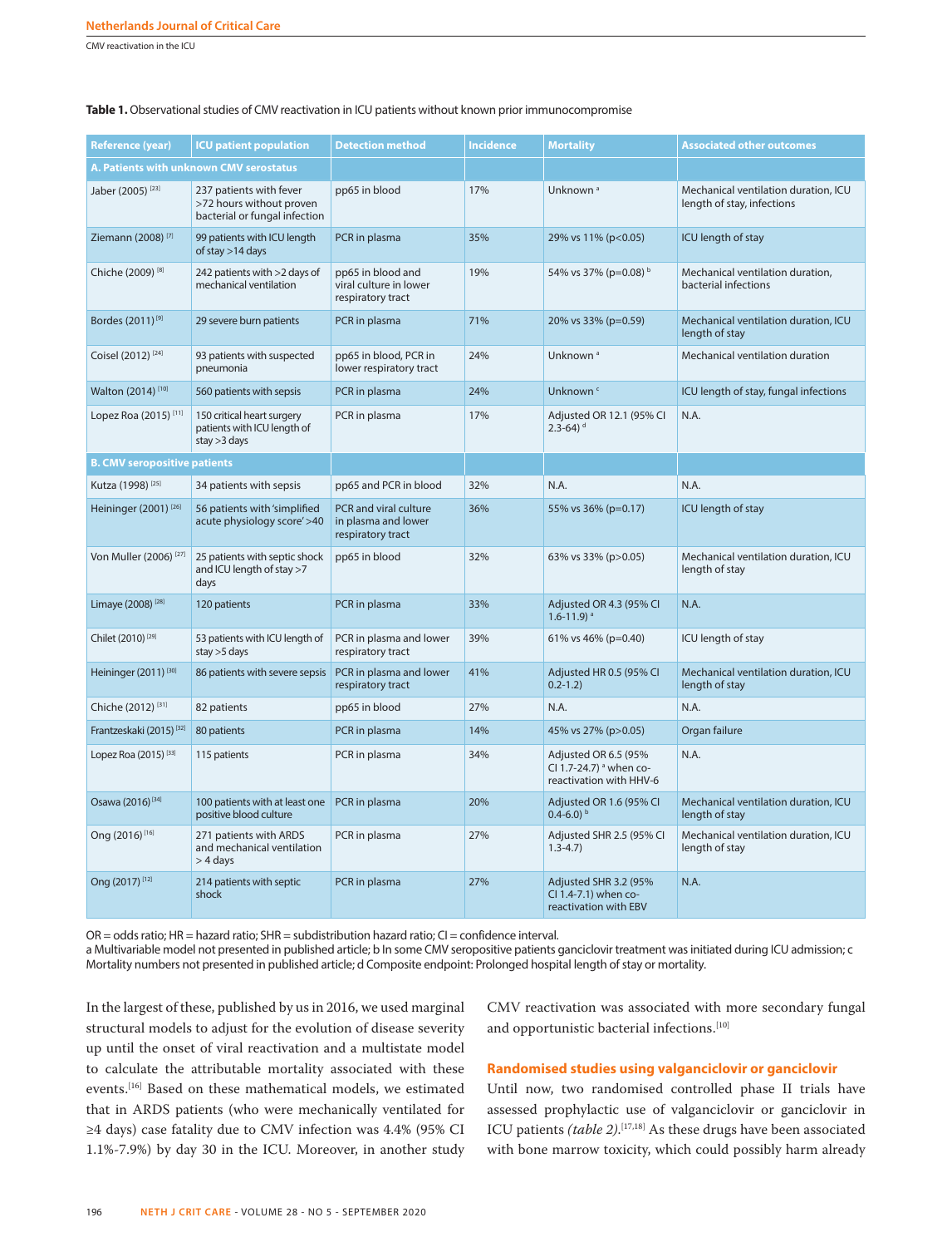**Table 1.** Observational studies of CMV reactivation in ICU patients without known prior immunocompromise

| Reference (year) | ICU patient population | Detection method | Incidence | Mortality | Associated other outcomes |
|---|---|---|---|---|---|
| **A. Patients with unknown CMV serostatus** | | | | | |
| Jaber (2005) [23] | 237 patients with fever >72 hours without proven bacterial or fungal infection | pp65 in blood | 17% | Unknown [a] | Mechanical ventilation duration, ICU length of stay, infections |
| Ziemann (2008) [7] | 99 patients with ICU length of stay >14 days | PCR in plasma | 35% | 29% vs 11% (p<0.05) | ICU length of stay |
| Chiche (2009) [8] | 242 patients with >2 days of mechanical ventilation | pp65 in blood and viral culture in lower respiratory tract | 19% | 54% vs 37% (p=0.08) [b] | Mechanical ventilation duration, bacterial infections |
| Bordes (2011) [9] | 29 severe burn patients | PCR in plasma | 71% | 20% vs 33% (p=0.59) | Mechanical ventilation duration, ICU length of stay |
| Coisel (2012) [24] | 93 patients with suspected pneumonia | pp65 in blood, PCR in lower respiratory tract | 24% | Unknown [a] | Mechanical ventilation duration |
| Walton (2014) [10] | 560 patients with sepsis | PCR in plasma | 24% | Unknown [c] | ICU length of stay, fungal infections |
| Lopez Roa (2015) [11] | 150 critical heart surgery patients with ICU length of stay >3 days | PCR in plasma | 17% | Adjusted OR 12.1 (95% CI 2.3-64) [d] | N.A. |
| **B. CMV seropositive patients** | | | | | |
| Kutza (1998) [25] | 34 patients with sepsis | pp65 and PCR in blood | 32% | N.A. | N.A. |
| Heininger (2001) [26] | 56 patients with 'simplified acute physiology score' >40 | PCR and viral culture in plasma and lower respiratory tract | 36% | 55% vs 36% (p=0.17) | ICU length of stay |
| Von Muller (2006) [27] | 25 patients with septic shock and ICU length of stay >7 days | pp65 in blood | 32% | 63% vs 33% (p>0.05) | Mechanical ventilation duration, ICU length of stay |
| Limaye (2008) [28] | 120 patients | PCR in plasma | 33% | Adjusted OR 4.3 (95% CI 1.6-11.9) [a] | N.A. |
| Chilet (2010) [29] | 53 patients with ICU length of stay >5 days | PCR in plasma and lower respiratory tract | 39% | 61% vs 46% (p=0.40) | ICU length of stay |
| Heininger (2011) [30] | 86 patients with severe sepsis | PCR in plasma and lower respiratory tract | 41% | Adjusted HR 0.5 (95% CI 0.2-1.2) | Mechanical ventilation duration, ICU length of stay |
| Chiche (2012) [31] | 82 patients | pp65 in blood | 27% | N.A. | N.A. |
| Frantzeskaki (2015) [32] | 80 patients | PCR in plasma | 14% | 45% vs 27% (p>0.05) | Organ failure |
| Lopez Roa (2015) [33] | 115 patients | PCR in plasma | 34% | Adjusted OR 6.5 (95% CI 1.7-24.7) [a] when co-reactivation with HHV-6 | N.A. |
| Osawa (2016) [34] | 100 patients with at least one positive blood culture | PCR in plasma | 20% | Adjusted OR 1.6 (95% CI 0.4-6.0) [b] | Mechanical ventilation duration, ICU length of stay |
| Ong (2016) [16] | 271 patients with ARDS and mechanical ventilation > 4 days | PCR in plasma | 27% | Adjusted SHR 2.5 (95% CI 1.3-4.7) | Mechanical ventilation duration, ICU length of stay |
| Ong (2017) [12] | 214 patients with septic shock | PCR in plasma | 27% | Adjusted SHR 3.2 (95% CI 1.4-7.1) when co-reactivation with EBV | N.A. |

OR = odds ratio; HR = hazard ratio; SHR = subdistribution hazard ratio; CI = confidence interval.
a Multivariable model not presented in published article; b In some CMV seropositive patients ganciclovir treatment was initiated during ICU admission; c Mortality numbers not presented in published article; d Composite endpoint: Prolonged hospital length of stay or mortality.

In the largest of these, published by us in 2016, we used marginal structural models to adjust for the evolution of disease severity up until the onset of viral reactivation and a multistate model to calculate the attributable mortality associated with these events.[16] Based on these mathematical models, we estimated that in ARDS patients (who were mechanically ventilated for ≥4 days) case fatality due to CMV infection was 4.4% (95% CI 1.1%-7.9%) by day 30 in the ICU. Moreover, in another study CMV reactivation was associated with more secondary fungal and opportunistic bacterial infections.[10]

## Randomised studies using valganciclovir or ganciclovir

Until now, two randomised controlled phase II trials have assessed prophylactic use of valganciclovir or ganciclovir in ICU patients *(table 2)*.[17,18] As these drugs have been associated with bone marrow toxicity, which could possibly harm already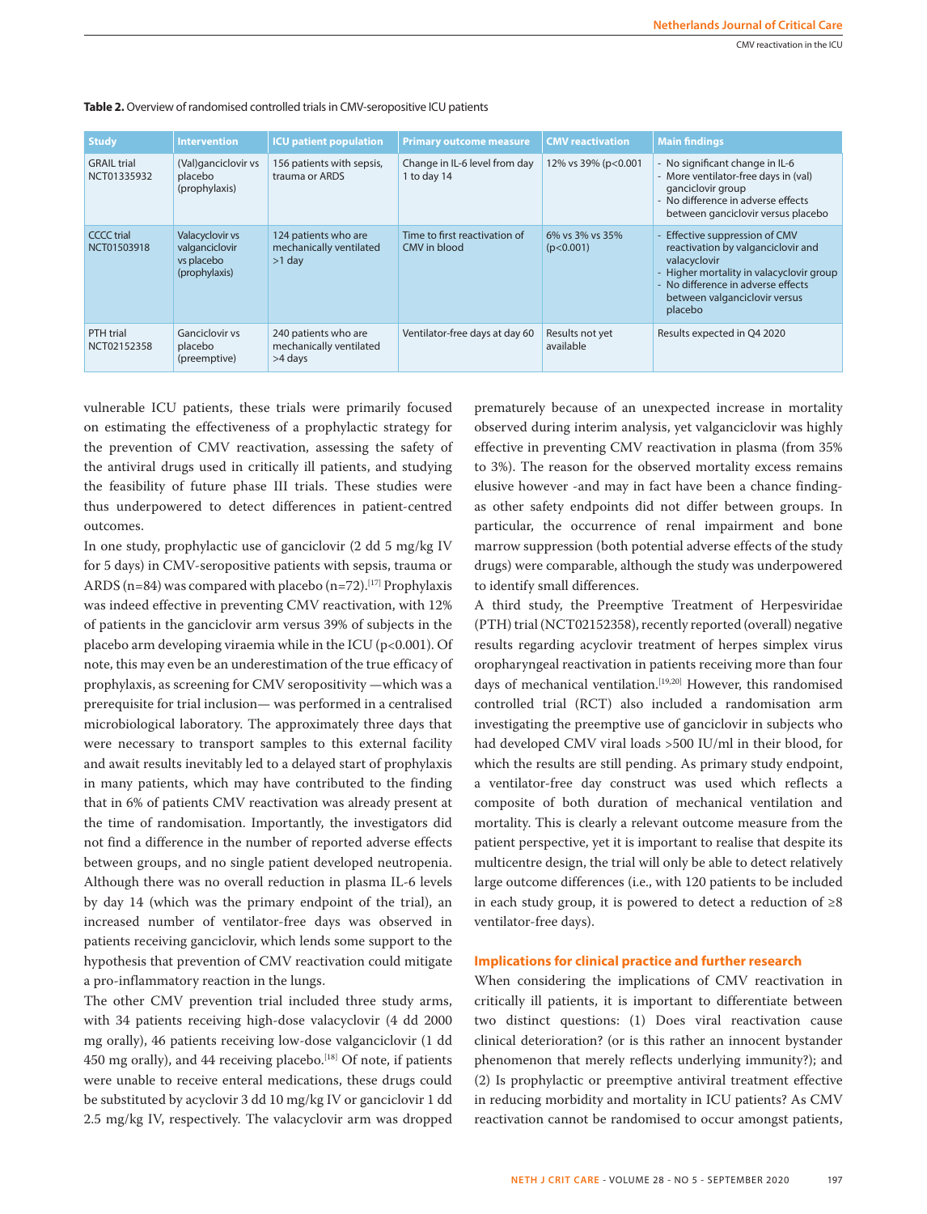**Table 2.** Overview of randomised controlled trials in CMV-seropositive ICU patients

| Study | Intervention | ICU patient population | Primary outcome measure | CMV reactivation | Main findings |
|---|---|---|---|---|---|
| GRAIL trial NCT01335932 | (Val)ganciclovir vs placebo (prophylaxis) | 156 patients with sepsis, trauma or ARDS | Change in IL-6 level from day 1 to day 14 | 12% vs 39% (p<0.001 | - No significant change in IL-6<br>- More ventilator-free days in (val) ganciclovir group<br>- No difference in adverse effects between ganciclovir versus placebo |
| CCCC trial NCT01503918 | Valacyclovir vs valganciclovir vs placebo (prophylaxis) | 124 patients who are mechanically ventilated >1 day | Time to first reactivation of CMV in blood | 6% vs 3% vs 35% (p<0.001) | - Effective suppression of CMV reactivation by valganciclovir and valacyclovir<br>- Higher mortality in valacyclovir group<br>- No difference in adverse effects between valganciclovir versus placebo |
| PTH trial NCT02152358 | Ganciclovir vs placebo (preemptive) | 240 patients who are mechanically ventilated >4 days | Ventilator-free days at day 60 | Results not yet available | Results expected in Q4 2020 |

vulnerable ICU patients, these trials were primarily focused on estimating the effectiveness of a prophylactic strategy for the prevention of CMV reactivation, assessing the safety of the antiviral drugs used in critically ill patients, and studying the feasibility of future phase III trials. These studies were thus underpowered to detect differences in patient-centred outcomes.

In one study, prophylactic use of ganciclovir (2 dd 5 mg/kg IV for 5 days) in CMV-seropositive patients with sepsis, trauma or ARDS (n=84) was compared with placebo (n=72).[17] Prophylaxis was indeed effective in preventing CMV reactivation, with 12% of patients in the ganciclovir arm versus 39% of subjects in the placebo arm developing viraemia while in the ICU (p<0.001). Of note, this may even be an underestimation of the true efficacy of prophylaxis, as screening for CMV seropositivity —which was a prerequisite for trial inclusion— was performed in a centralised microbiological laboratory. The approximately three days that were necessary to transport samples to this external facility and await results inevitably led to a delayed start of prophylaxis in many patients, which may have contributed to the finding that in 6% of patients CMV reactivation was already present at the time of randomisation. Importantly, the investigators did not find a difference in the number of reported adverse effects between groups, and no single patient developed neutropenia. Although there was no overall reduction in plasma IL-6 levels by day 14 (which was the primary endpoint of the trial), an increased number of ventilator-free days was observed in patients receiving ganciclovir, which lends some support to the hypothesis that prevention of CMV reactivation could mitigate a pro-inflammatory reaction in the lungs.

The other CMV prevention trial included three study arms, with 34 patients receiving high-dose valacyclovir (4 dd 2000 mg orally), 46 patients receiving low-dose valganciclovir (1 dd 450 mg orally), and 44 receiving placebo.[18] Of note, if patients were unable to receive enteral medications, these drugs could be substituted by acyclovir 3 dd 10 mg/kg IV or ganciclovir 1 dd 2.5 mg/kg IV, respectively. The valacyclovir arm was dropped prematurely because of an unexpected increase in mortality observed during interim analysis, yet valganciclovir was highly effective in preventing CMV reactivation in plasma (from 35% to 3%). The reason for the observed mortality excess remains elusive however -and may in fact have been a chance finding- as other safety endpoints did not differ between groups. In particular, the occurrence of renal impairment and bone marrow suppression (both potential adverse effects of the study drugs) were comparable, although the study was underpowered to identify small differences.

A third study, the Preemptive Treatment of Herpesviridae (PTH) trial (NCT02152358), recently reported (overall) negative results regarding acyclovir treatment of herpes simplex virus oropharyngeal reactivation in patients receiving more than four days of mechanical ventilation.[19,20] However, this randomised controlled trial (RCT) also included a randomisation arm investigating the preemptive use of ganciclovir in subjects who had developed CMV viral loads >500 IU/ml in their blood, for which the results are still pending. As primary study endpoint, a ventilator-free day construct was used which reflects a composite of both duration of mechanical ventilation and mortality. This is clearly a relevant outcome measure from the patient perspective, yet it is important to realise that despite its multicentre design, the trial will only be able to detect relatively large outcome differences (i.e., with 120 patients to be included in each study group, it is powered to detect a reduction of ≥8 ventilator-free days).

## Implications for clinical practice and further research

When considering the implications of CMV reactivation in critically ill patients, it is important to differentiate between two distinct questions: (1) Does viral reactivation cause clinical deterioration? (or is this rather an innocent bystander phenomenon that merely reflects underlying immunity?); and (2) Is prophylactic or preemptive antiviral treatment effective in reducing morbidity and mortality in ICU patients? As CMV reactivation cannot be randomised to occur amongst patients,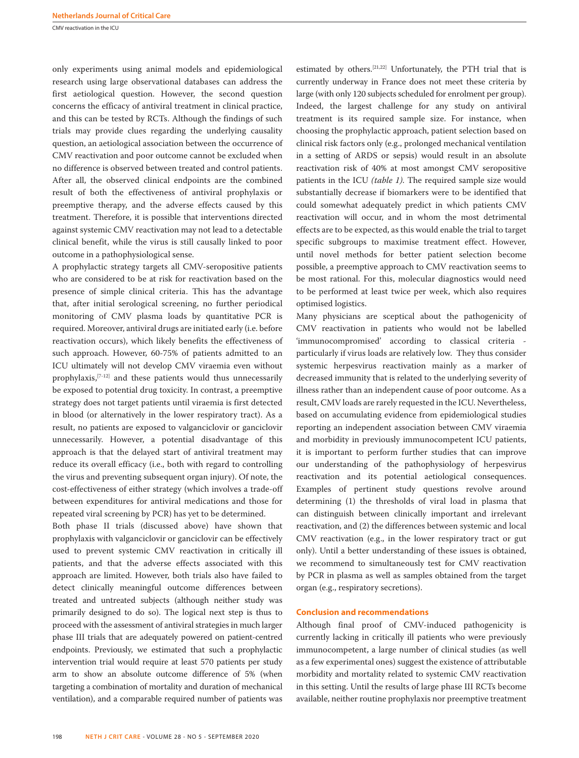only experiments using animal models and epidemiological research using large observational databases can address the first aetiological question. However, the second question concerns the efficacy of antiviral treatment in clinical practice, and this can be tested by RCTs. Although the findings of such trials may provide clues regarding the underlying causality question, an aetiological association between the occurrence of CMV reactivation and poor outcome cannot be excluded when no difference is observed between treated and control patients. After all, the observed clinical endpoints are the combined result of both the effectiveness of antiviral prophylaxis or preemptive therapy, and the adverse effects caused by this treatment. Therefore, it is possible that interventions directed against systemic CMV reactivation may not lead to a detectable clinical benefit, while the virus is still causally linked to poor outcome in a pathophysiological sense.

A prophylactic strategy targets all CMV-seropositive patients who are considered to be at risk for reactivation based on the presence of simple clinical criteria. This has the advantage that, after initial serological screening, no further periodical monitoring of CMV plasma loads by quantitative PCR is required. Moreover, antiviral drugs are initiated early (i.e. before reactivation occurs), which likely benefits the effectiveness of such approach. However, 60-75% of patients admitted to an ICU ultimately will not develop CMV viraemia even without prophylaxis,[7-12] and these patients would thus unnecessarily be exposed to potential drug toxicity. In contrast, a preemptive strategy does not target patients until viraemia is first detected in blood (or alternatively in the lower respiratory tract). As a result, no patients are exposed to valganciclovir or ganciclovir unnecessarily. However, a potential disadvantage of this approach is that the delayed start of antiviral treatment may reduce its overall efficacy (i.e., both with regard to controlling the virus and preventing subsequent organ injury). Of note, the cost-effectiveness of either strategy (which involves a trade-off between expenditures for antiviral medications and those for repeated viral screening by PCR) has yet to be determined.

Both phase II trials (discussed above) have shown that prophylaxis with valganciclovir or ganciclovir can be effectively used to prevent systemic CMV reactivation in critically ill patients, and that the adverse effects associated with this approach are limited. However, both trials also have failed to detect clinically meaningful outcome differences between treated and untreated subjects (although neither study was primarily designed to do so). The logical next step is thus to proceed with the assessment of antiviral strategies in much larger phase III trials that are adequately powered on patient-centred endpoints. Previously, we estimated that such a prophylactic intervention trial would require at least 570 patients per study arm to show an absolute outcome difference of 5% (when targeting a combination of mortality and duration of mechanical ventilation), and a comparable required number of patients was estimated by others.[21,22] Unfortunately, the PTH trial that is currently underway in France does not meet these criteria by large (with only 120 subjects scheduled for enrolment per group). Indeed, the largest challenge for any study on antiviral treatment is its required sample size. For instance, when choosing the prophylactic approach, patient selection based on clinical risk factors only (e.g., prolonged mechanical ventilation in a setting of ARDS or sepsis) would result in an absolute reactivation risk of 40% at most amongst CMV seropositive patients in the ICU *(table 1)*. The required sample size would substantially decrease if biomarkers were to be identified that could somewhat adequately predict in which patients CMV reactivation will occur, and in whom the most detrimental effects are to be expected, as this would enable the trial to target specific subgroups to maximise treatment effect. However, until novel methods for better patient selection become possible, a preemptive approach to CMV reactivation seems to be most rational. For this, molecular diagnostics would need to be performed at least twice per week, which also requires optimised logistics.

Many physicians are sceptical about the pathogenicity of CMV reactivation in patients who would not be labelled 'immunocompromised' according to classical criteria - particularly if virus loads are relatively low. They thus consider systemic herpesvirus reactivation mainly as a marker of decreased immunity that is related to the underlying severity of illness rather than an independent cause of poor outcome. As a result, CMV loads are rarely requested in the ICU. Nevertheless, based on accumulating evidence from epidemiological studies reporting an independent association between CMV viraemia and morbidity in previously immunocompetent ICU patients, it is important to perform further studies that can improve our understanding of the pathophysiology of herpesvirus reactivation and its potential aetiological consequences. Examples of pertinent study questions revolve around determining (1) the thresholds of viral load in plasma that can distinguish between clinically important and irrelevant reactivation, and (2) the differences between systemic and local CMV reactivation (e.g., in the lower respiratory tract or gut only). Until a better understanding of these issues is obtained, we recommend to simultaneously test for CMV reactivation by PCR in plasma as well as samples obtained from the target organ (e.g., respiratory secretions).

## Conclusion and recommendations

Although final proof of CMV-induced pathogenicity is currently lacking in critically ill patients who were previously immunocompetent, a large number of clinical studies (as well as a few experimental ones) suggest the existence of attributable morbidity and mortality related to systemic CMV reactivation in this setting. Until the results of large phase III RCTs become available, neither routine prophylaxis nor preemptive treatment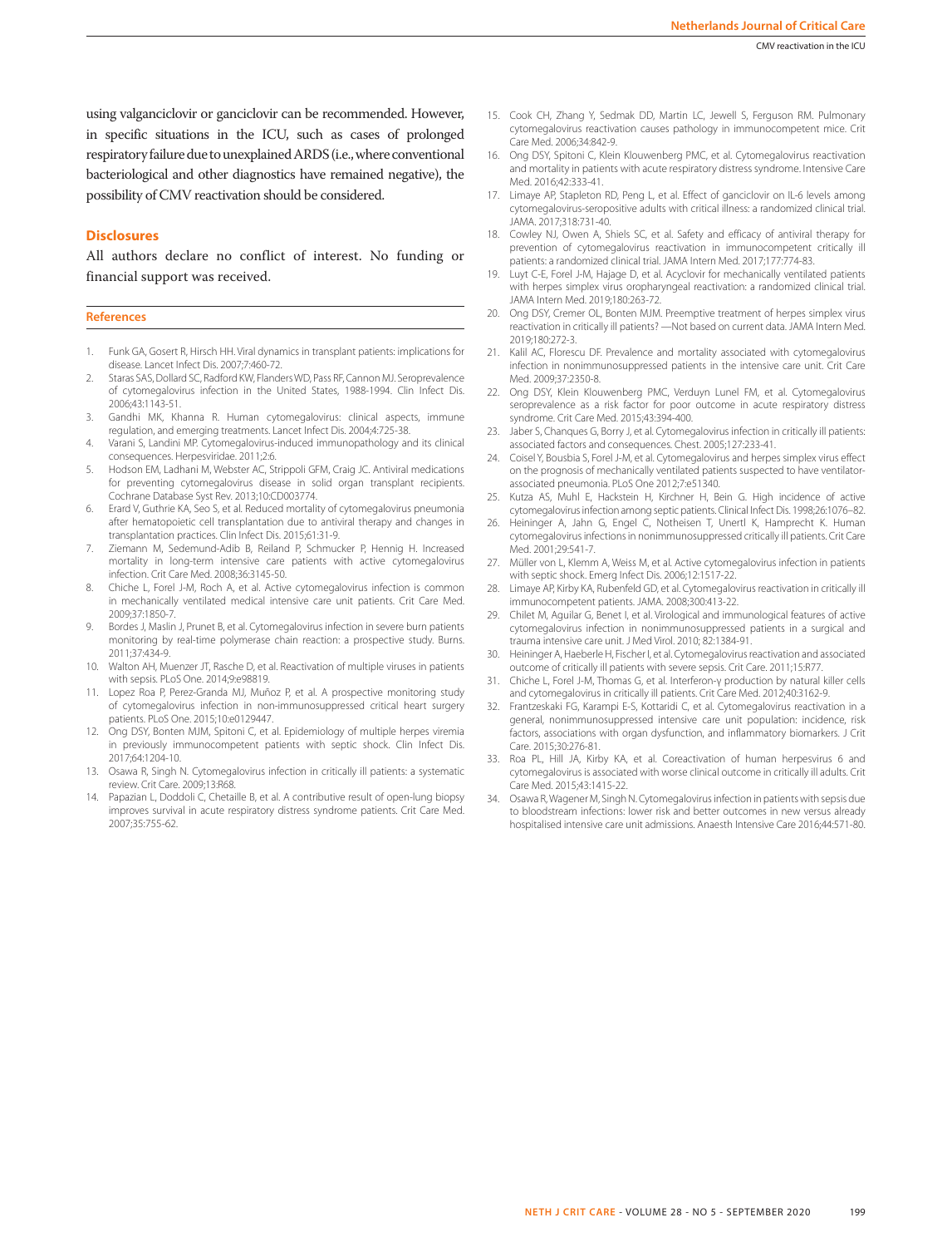using valganciclovir or ganciclovir can be recommended. However, in specific situations in the ICU, such as cases of prolonged respiratory failure due to unexplained ARDS (i.e., where conventional bacteriological and other diagnostics have remained negative), the possibility of CMV reactivation should be considered.

## Disclosures

All authors declare no conflict of interest. No funding or financial support was received.

## References

1. Funk GA, Gosert R, Hirsch HH. Viral dynamics in transplant patients: implications for disease. Lancet Infect Dis. 2007;7:460-72.
2. Staras SAS, Dollard SC, Radford KW, Flanders WD, Pass RF, Cannon MJ. Seroprevalence of cytomegalovirus infection in the United States, 1988-1994. Clin Infect Dis. 2006;43:1143-51.
3. Gandhi MK, Khanna R. Human cytomegalovirus: clinical aspects, immune regulation, and emerging treatments. Lancet Infect Dis. 2004;4:725-38.
4. Varani S, Landini MP. Cytomegalovirus-induced immunopathology and its clinical consequences. Herpesviridae. 2011;2:6.
5. Hodson EM, Ladhani M, Webster AC, Strippoli GFM, Craig JC. Antiviral medications for preventing cytomegalovirus disease in solid organ transplant recipients. Cochrane Database Syst Rev. 2013;10:CD003774.
6. Erard V, Guthrie KA, Seo S, et al. Reduced mortality of cytomegalovirus pneumonia after hematopoietic cell transplantation due to antiviral therapy and changes in transplantation practices. Clin Infect Dis. 2015;61:31-9.
7. Ziemann M, Sedemund-Adib B, Reiland P, Schmucker P, Hennig H. Increased mortality in long-term intensive care patients with active cytomegalovirus infection. Crit Care Med. 2008;36:3145-50.
8. Chiche L, Forel J-M, Roch A, et al. Active cytomegalovirus infection is common in mechanically ventilated medical intensive care unit patients. Crit Care Med. 2009;37:1850-7.
9. Bordes J, Maslin J, Prunet B, et al. Cytomegalovirus infection in severe burn patients monitoring by real-time polymerase chain reaction: a prospective study. Burns. 2011;37:434-9.
10. Walton AH, Muenzer JT, Rasche D, et al. Reactivation of multiple viruses in patients with sepsis. PLoS One. 2014;9:e98819.
11. Lopez Roa P, Perez-Granda MJ, Muñoz P, et al. A prospective monitoring study of cytomegalovirus infection in non-immunosuppressed critical heart surgery patients. PLoS One. 2015;10:e0129447.
12. Ong DSY, Bonten MJM, Spitoni C, et al. Epidemiology of multiple herpes viremia in previously immunocompetent patients with septic shock. Clin Infect Dis. 2017;64:1204-10.
13. Osawa R, Singh N. Cytomegalovirus infection in critically ill patients: a systematic review. Crit Care. 2009;13:R68.
14. Papazian L, Doddoli C, Chetaille B, et al. A contributive result of open-lung biopsy improves survival in acute respiratory distress syndrome patients. Crit Care Med. 2007;35:755-62.
15. Cook CH, Zhang Y, Sedmak DD, Martin LC, Jewell S, Ferguson RM. Pulmonary cytomegalovirus reactivation causes pathology in immunocompetent mice. Crit Care Med. 2006;34:842-9.
16. Ong DSY, Spitoni C, Klein Klouwenberg PMC, et al. Cytomegalovirus reactivation and mortality in patients with acute respiratory distress syndrome. Intensive Care Med. 2016;42:333-41.
17. Limaye AP, Stapleton RD, Peng L, et al. Effect of ganciclovir on IL-6 levels among cytomegalovirus-seropositive adults with critical illness: a randomized clinical trial. JAMA. 2017;318:731-40.
18. Cowley NJ, Owen A, Shiels SC, et al. Safety and efficacy of antiviral therapy for prevention of cytomegalovirus reactivation in immunocompetent critically ill patients: a randomized clinical trial. JAMA Intern Med. 2017;177:774-83.
19. Luyt C-E, Forel J-M, Hajage D, et al. Acyclovir for mechanically ventilated patients with herpes simplex virus oropharyngeal reactivation: a randomized clinical trial. JAMA Intern Med. 2019;180:263-72.
20. Ong DSY, Cremer OL, Bonten MJM. Preemptive treatment of herpes simplex virus reactivation in critically ill patients? —Not based on current data. JAMA Intern Med. 2019;180:272-3.
21. Kalil AC, Florescu DF. Prevalence and mortality associated with cytomegalovirus infection in nonimmunosuppressed patients in the intensive care unit. Crit Care Med. 2009;37:2350-8.
22. Ong DSY, Klein Klouwenberg PMC, Verduyn Lunel FM, et al. Cytomegalovirus seroprevalence as a risk factor for poor outcome in acute respiratory distress syndrome. Crit Care Med. 2015;43:394-400.
23. Jaber S, Chanques G, Borry J, et al. Cytomegalovirus infection in critically ill patients: associated factors and consequences. Chest. 2005;127:233-41.
24. Coisel Y, Bousbia S, Forel J-M, et al. Cytomegalovirus and herpes simplex virus effect on the prognosis of mechanically ventilated patients suspected to have ventilator-associated pneumonia. PLoS One 2012;7:e51340.
25. Kutza AS, Muhl E, Hackstein H, Kirchner H, Bein G. High incidence of active cytomegalovirus infection among septic patients. Clinical Infect Dis. 1998;26:1076–82.
26. Heininger A, Jahn G, Engel C, Notheisen T, Unertl K, Hamprecht K. Human cytomegalovirus infections in nonimmunosuppressed critically ill patients. Crit Care Med. 2001;29:541-7.
27. Müller von L, Klemm A, Weiss M, et al. Active cytomegalovirus infection in patients with septic shock. Emerg Infect Dis. 2006;12:1517-22.
28. Limaye AP, Kirby KA, Rubenfeld GD, et al. Cytomegalovirus reactivation in critically ill immunocompetent patients. JAMA. 2008;300:413-22.
29. Chilet M, Aguilar G, Benet I, et al. Virological and immunological features of active cytomegalovirus infection in nonimmunosuppressed patients in a surgical and trauma intensive care unit. J Med Virol. 2010; 82:1384-91.
30. Heininger A, Haeberle H, Fischer I, et al. Cytomegalovirus reactivation and associated outcome of critically ill patients with severe sepsis. Crit Care. 2011;15:R77.
31. Chiche L, Forel J-M, Thomas G, et al. Interferon-γ production by natural killer cells and cytomegalovirus in critically ill patients. Crit Care Med. 2012;40:3162-9.
32. Frantzeskaki FG, Karampi E-S, Kottaridi C, et al. Cytomegalovirus reactivation in a general, nonimmunosuppressed intensive care unit population: incidence, risk factors, associations with organ dysfunction, and inflammatory biomarkers. J Crit Care. 2015;30:276-81.
33. Roa PL, Hill JA, Kirby KA, et al. Coreactivation of human herpesvirus 6 and cytomegalovirus is associated with worse clinical outcome in critically ill adults. Crit Care Med. 2015;43:1415-22.
34. Osawa R, Wagener M, Singh N. Cytomegalovirus infection in patients with sepsis due to bloodstream infections: lower risk and better outcomes in new versus already hospitalised intensive care unit admissions. Anaesth Intensive Care 2016;44:571-80.